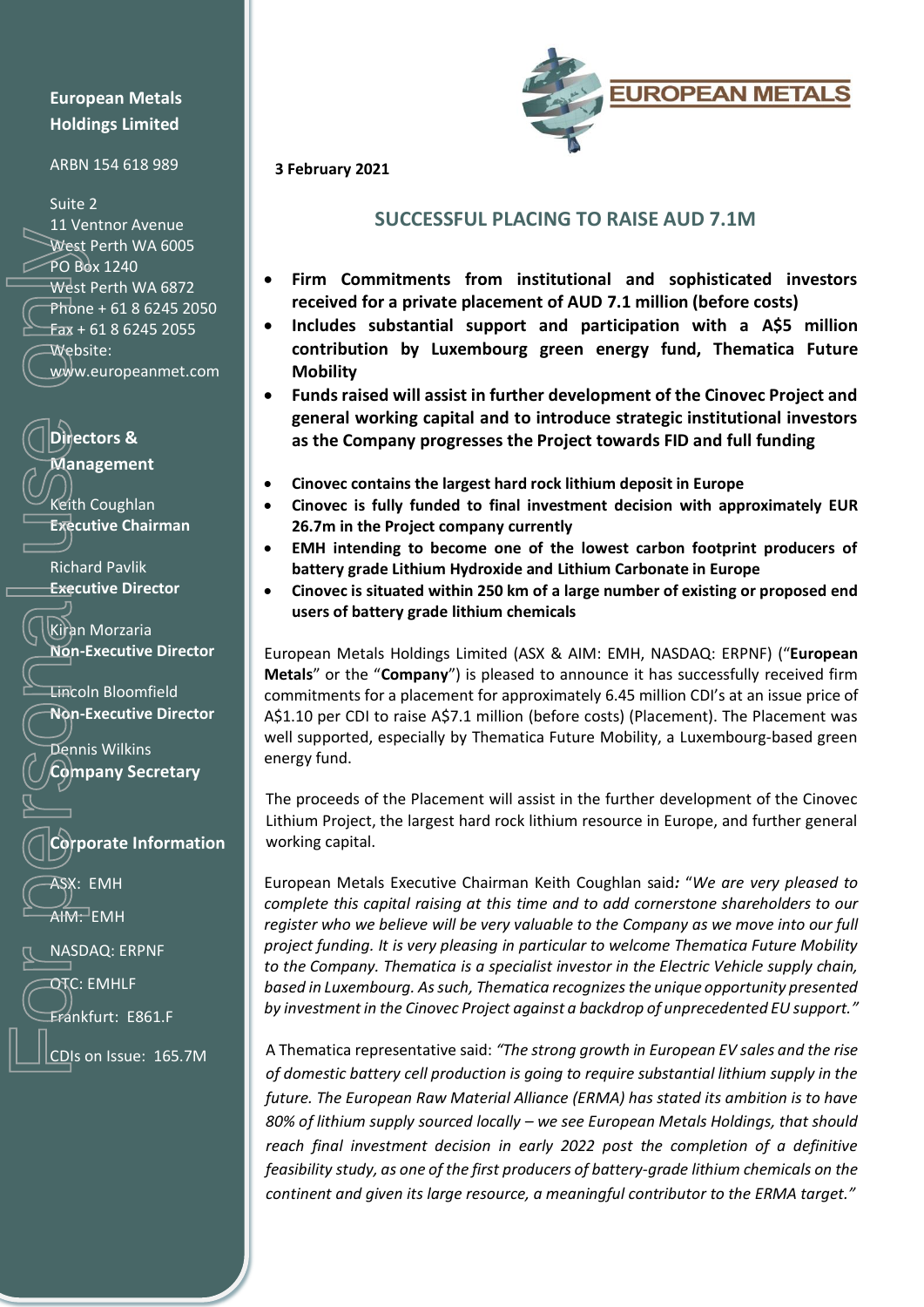**European Metals Holdings Limited**

ARBN 154 618 989

Suite 2
11 Ventnor Avenue
West Perth WA 6005
PO Box 1240
West Perth WA 6872
Phone + 61 8 6245 2050
Fax + 61 8 6245 2055
Website:
www.europeanmet.com

**Directors & Management**

Keith Coughlan
**Executive Chairman**

Richard Pavlik
**Executive Director**

Kiran Morzaria
**Non-Executive Director**

Lincoln Bloomfield
**Non-Executive Director**

Dennis Wilkins
**Company Secretary**

**Corporate Information**

ASX: EMH

AIM: EMH

NASDAQ: ERPNF

OTC: EMHLF

Frankfurt: E861.F

CDIs on Issue: 165.7M

**3 February 2021**

## SUCCESSFUL PLACING TO RAISE AUD 7.1M

- **Firm Commitments from institutional and sophisticated investors received for a private placement of AUD 7.1 million (before costs)**
- **Includes substantial support and participation with a A$5 million contribution by Luxembourg green energy fund, Thematica Future Mobility**
- **Funds raised will assist in further development of the Cinovec Project and general working capital and to introduce strategic institutional investors as the Company progresses the Project towards FID and full funding**

- **Cinovec contains the largest hard rock lithium deposit in Europe**
- **Cinovec is fully funded to final investment decision with approximately EUR 26.7m in the Project company currently**
- **EMH intending to become one of the lowest carbon footprint producers of battery grade Lithium Hydroxide and Lithium Carbonate in Europe**
- **Cinovec is situated within 250 km of a large number of existing or proposed end users of battery grade lithium chemicals**

European Metals Holdings Limited (ASX & AIM: EMH, NASDAQ: ERPNF) ("**European Metals**" or the "**Company**") is pleased to announce it has successfully received firm commitments for a placement for approximately 6.45 million CDI's at an issue price of A$1.10 per CDI to raise A$7.1 million (before costs) (Placement). The Placement was well supported, especially by Thematica Future Mobility, a Luxembourg-based green energy fund.

The proceeds of the Placement will assist in the further development of the Cinovec Lithium Project, the largest hard rock lithium resource in Europe, and further general working capital.

European Metals Executive Chairman Keith Coughlan said**:** "*We are very pleased to complete this capital raising at this time and to add cornerstone shareholders to our register who we believe will be very valuable to the Company as we move into our full project funding. It is very pleasing in particular to welcome Thematica Future Mobility to the Company. Thematica is a specialist investor in the Electric Vehicle supply chain, based in Luxembourg. As such, Thematica recognizes the unique opportunity presented by investment in the Cinovec Project against a backdrop of unprecedented EU support.*"

A Thematica representative said: *"The strong growth in European EV sales and the rise of domestic battery cell production is going to require substantial lithium supply in the future. The European Raw Material Alliance (ERMA) has stated its ambition is to have 80% of lithium supply sourced locally – we see European Metals Holdings, that should reach final investment decision in early 2022 post the completion of a definitive feasibility study, as one of the first producers of battery-grade lithium chemicals on the continent and given its large resource, a meaningful contributor to the ERMA target."*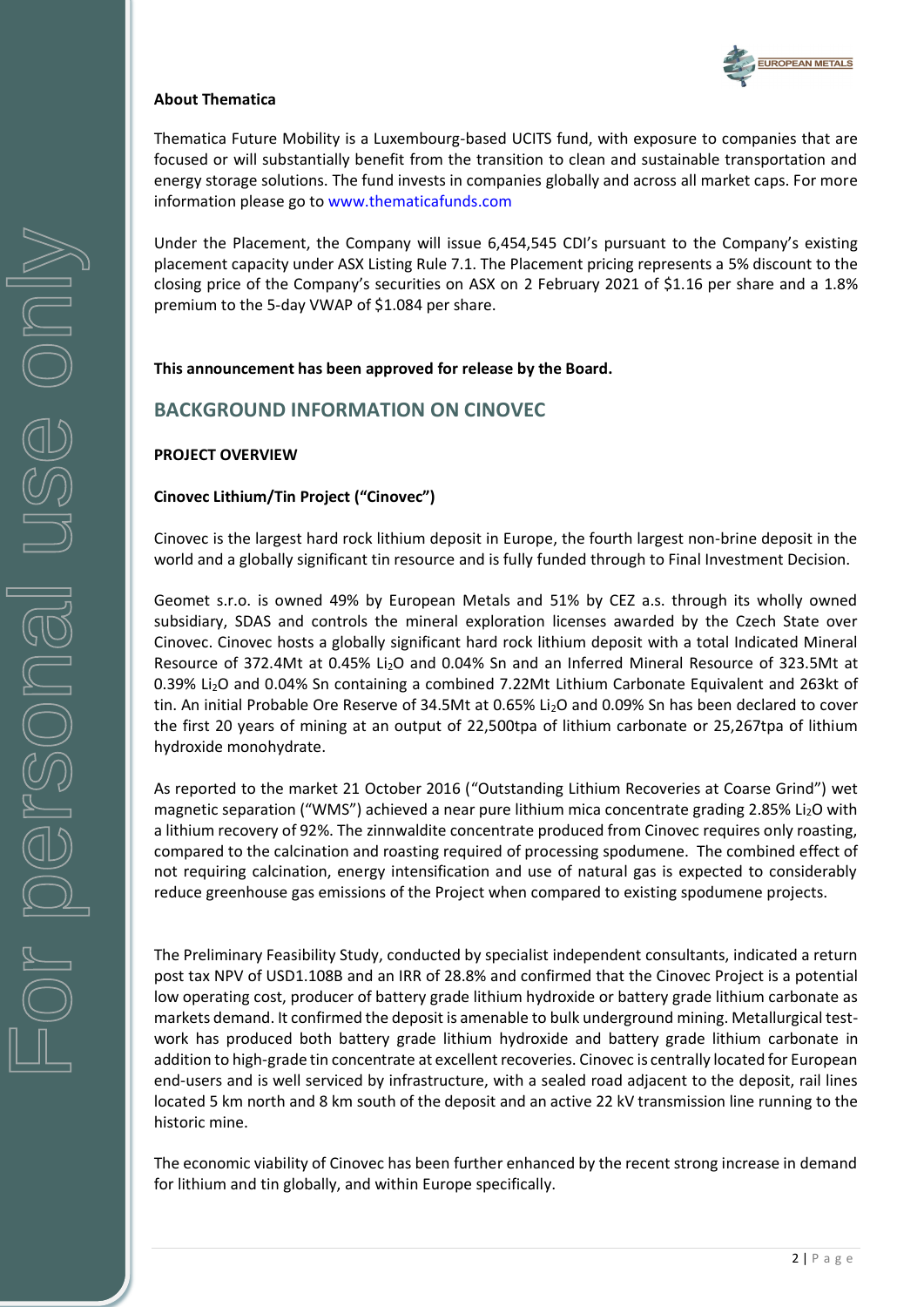**About Thematica**

Thematica Future Mobility is a Luxembourg-based UCITS fund, with exposure to companies that are focused or will substantially benefit from the transition to clean and sustainable transportation and energy storage solutions. The fund invests in companies globally and across all market caps. For more information please go to www.thematicafunds.com

Under the Placement, the Company will issue 6,454,545 CDI's pursuant to the Company's existing placement capacity under ASX Listing Rule 7.1. The Placement pricing represents a 5% discount to the closing price of the Company's securities on ASX on 2 February 2021 of $1.16 per share and a 1.8% premium to the 5-day VWAP of $1.084 per share.

**This announcement has been approved for release by the Board.**

## BACKGROUND INFORMATION ON CINOVEC

**PROJECT OVERVIEW**

**Cinovec Lithium/Tin Project ("Cinovec")**

Cinovec is the largest hard rock lithium deposit in Europe, the fourth largest non-brine deposit in the world and a globally significant tin resource and is fully funded through to Final Investment Decision.

Geomet s.r.o. is owned 49% by European Metals and 51% by CEZ a.s. through its wholly owned subsidiary, SDAS and controls the mineral exploration licenses awarded by the Czech State over Cinovec. Cinovec hosts a globally significant hard rock lithium deposit with a total Indicated Mineral Resource of 372.4Mt at 0.45% $Li_2O$ and 0.04% Sn and an Inferred Mineral Resource of 323.5Mt at 0.39% $Li_2O$ and 0.04% Sn containing a combined 7.22Mt Lithium Carbonate Equivalent and 263kt of tin. An initial Probable Ore Reserve of 34.5Mt at 0.65% $Li_2O$ and 0.09% Sn has been declared to cover the first 20 years of mining at an output of 22,500tpa of lithium carbonate or 25,267tpa of lithium hydroxide monohydrate.

As reported to the market 21 October 2016 ("Outstanding Lithium Recoveries at Coarse Grind") wet magnetic separation ("WMS") achieved a near pure lithium mica concentrate grading 2.85% $Li_2O$ with a lithium recovery of 92%. The zinnwaldite concentrate produced from Cinovec requires only roasting, compared to the calcination and roasting required of processing spodumene. The combined effect of not requiring calcination, energy intensification and use of natural gas is expected to considerably reduce greenhouse gas emissions of the Project when compared to existing spodumene projects.

The Preliminary Feasibility Study, conducted by specialist independent consultants, indicated a return post tax NPV of USD1.108B and an IRR of 28.8% and confirmed that the Cinovec Project is a potential low operating cost, producer of battery grade lithium hydroxide or battery grade lithium carbonate as markets demand. It confirmed the deposit is amenable to bulk underground mining. Metallurgical test-work has produced both battery grade lithium hydroxide and battery grade lithium carbonate in addition to high-grade tin concentrate at excellent recoveries. Cinovec is centrally located for European end-users and is well serviced by infrastructure, with a sealed road adjacent to the deposit, rail lines located 5 km north and 8 km south of the deposit and an active 22 kV transmission line running to the historic mine.

The economic viability of Cinovec has been further enhanced by the recent strong increase in demand for lithium and tin globally, and within Europe specifically.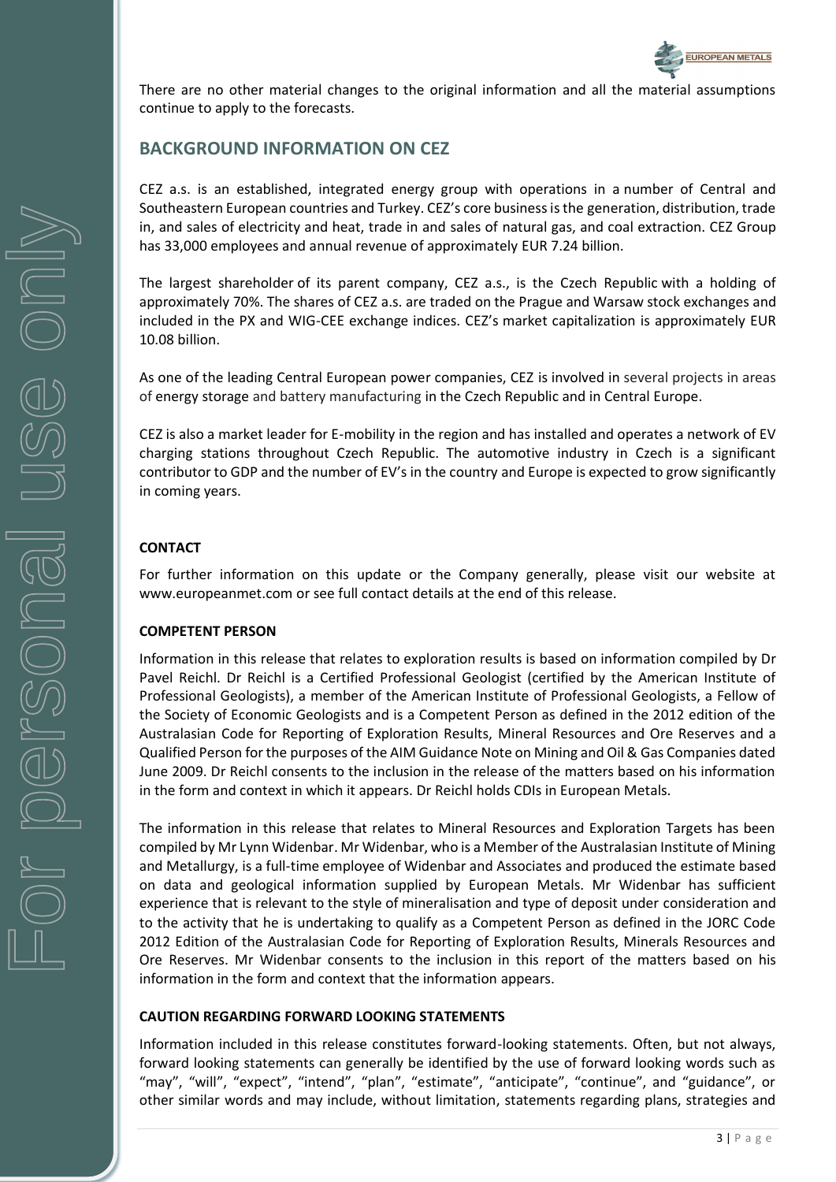There are no other material changes to the original information and all the material assumptions continue to apply to the forecasts.

## BACKGROUND INFORMATION ON CEZ

CEZ a.s. is an established, integrated energy group with operations in a number of Central and Southeastern European countries and Turkey. CEZ's core business is the generation, distribution, trade in, and sales of electricity and heat, trade in and sales of natural gas, and coal extraction. CEZ Group has 33,000 employees and annual revenue of approximately EUR 7.24 billion.

The largest shareholder of its parent company, CEZ a.s., is the Czech Republic with a holding of approximately 70%. The shares of CEZ a.s. are traded on the Prague and Warsaw stock exchanges and included in the PX and WIG-CEE exchange indices. CEZ's market capitalization is approximately EUR 10.08 billion.

As one of the leading Central European power companies, CEZ is involved in several projects in areas of energy storage and battery manufacturing in the Czech Republic and in Central Europe.

CEZ is also a market leader for E-mobility in the region and has installed and operates a network of EV charging stations throughout Czech Republic. The automotive industry in Czech is a significant contributor to GDP and the number of EV's in the country and Europe is expected to grow significantly in coming years.

**CONTACT**

For further information on this update or the Company generally, please visit our website at www.europeanmet.com or see full contact details at the end of this release.

**COMPETENT PERSON**

Information in this release that relates to exploration results is based on information compiled by Dr Pavel Reichl. Dr Reichl is a Certified Professional Geologist (certified by the American Institute of Professional Geologists), a member of the American Institute of Professional Geologists, a Fellow of the Society of Economic Geologists and is a Competent Person as defined in the 2012 edition of the Australasian Code for Reporting of Exploration Results, Mineral Resources and Ore Reserves and a Qualified Person for the purposes of the AIM Guidance Note on Mining and Oil & Gas Companies dated June 2009. Dr Reichl consents to the inclusion in the release of the matters based on his information in the form and context in which it appears. Dr Reichl holds CDIs in European Metals.

The information in this release that relates to Mineral Resources and Exploration Targets has been compiled by Mr Lynn Widenbar. Mr Widenbar, who is a Member of the Australasian Institute of Mining and Metallurgy, is a full-time employee of Widenbar and Associates and produced the estimate based on data and geological information supplied by European Metals. Mr Widenbar has sufficient experience that is relevant to the style of mineralisation and type of deposit under consideration and to the activity that he is undertaking to qualify as a Competent Person as defined in the JORC Code 2012 Edition of the Australasian Code for Reporting of Exploration Results, Minerals Resources and Ore Reserves. Mr Widenbar consents to the inclusion in this report of the matters based on his information in the form and context that the information appears.

**CAUTION REGARDING FORWARD LOOKING STATEMENTS**

Information included in this release constitutes forward-looking statements. Often, but not always, forward looking statements can generally be identified by the use of forward looking words such as "may", "will", "expect", "intend", "plan", "estimate", "anticipate", "continue", and "guidance", or other similar words and may include, without limitation, statements regarding plans, strategies and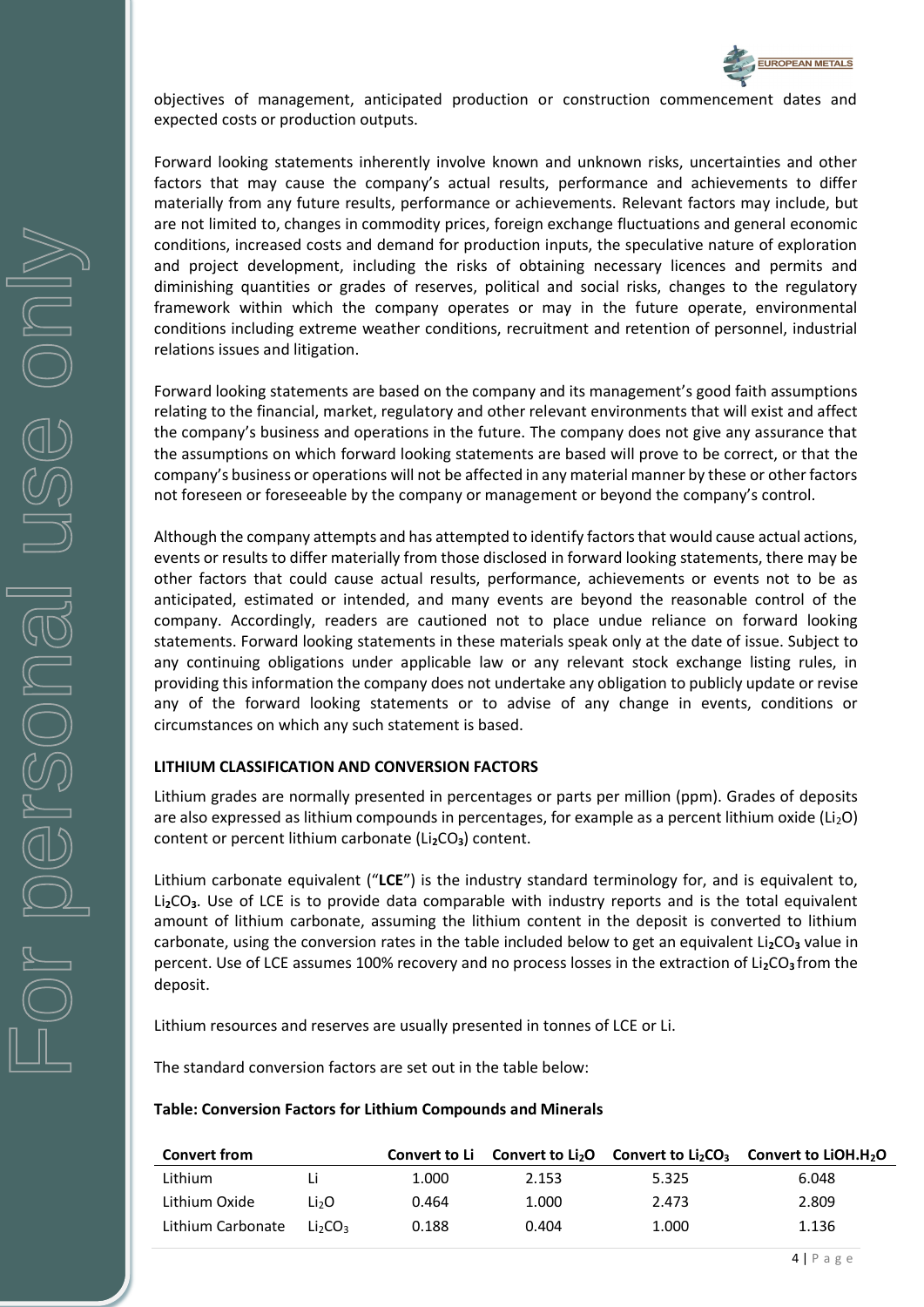objectives of management, anticipated production or construction commencement dates and expected costs or production outputs.

Forward looking statements inherently involve known and unknown risks, uncertainties and other factors that may cause the company's actual results, performance and achievements to differ materially from any future results, performance or achievements. Relevant factors may include, but are not limited to, changes in commodity prices, foreign exchange fluctuations and general economic conditions, increased costs and demand for production inputs, the speculative nature of exploration and project development, including the risks of obtaining necessary licences and permits and diminishing quantities or grades of reserves, political and social risks, changes to the regulatory framework within which the company operates or may in the future operate, environmental conditions including extreme weather conditions, recruitment and retention of personnel, industrial relations issues and litigation.

Forward looking statements are based on the company and its management's good faith assumptions relating to the financial, market, regulatory and other relevant environments that will exist and affect the company's business and operations in the future. The company does not give any assurance that the assumptions on which forward looking statements are based will prove to be correct, or that the company's business or operations will not be affected in any material manner by these or other factors not foreseen or foreseeable by the company or management or beyond the company's control.

Although the company attempts and has attempted to identify factors that would cause actual actions, events or results to differ materially from those disclosed in forward looking statements, there may be other factors that could cause actual results, performance, achievements or events not to be as anticipated, estimated or intended, and many events are beyond the reasonable control of the company. Accordingly, readers are cautioned not to place undue reliance on forward looking statements. Forward looking statements in these materials speak only at the date of issue. Subject to any continuing obligations under applicable law or any relevant stock exchange listing rules, in providing this information the company does not undertake any obligation to publicly update or revise any of the forward looking statements or to advise of any change in events, conditions or circumstances on which any such statement is based.

**LITHIUM CLASSIFICATION AND CONVERSION FACTORS**

Lithium grades are normally presented in percentages or parts per million (ppm). Grades of deposits are also expressed as lithium compounds in percentages, for example as a percent lithium oxide ($Li_2O$) content or percent lithium carbonate ($Li_2CO_3$) content.

Lithium carbonate equivalent ("**LCE**") is the industry standard terminology for, and is equivalent to, $Li_2CO_3$. Use of LCE is to provide data comparable with industry reports and is the total equivalent amount of lithium carbonate, assuming the lithium content in the deposit is converted to lithium carbonate, using the conversion rates in the table included below to get an equivalent $Li_2CO_3$ value in percent. Use of LCE assumes 100% recovery and no process losses in the extraction of $Li_2CO_3$ from the deposit.

Lithium resources and reserves are usually presented in tonnes of LCE or Li.

The standard conversion factors are set out in the table below:

**Table: Conversion Factors for Lithium Compounds and Minerals**

| Convert from | | Convert to Li | Convert to $Li_2O$ | Convert to $Li_2CO_3$ | Convert to $LiOH.H_2O$ |
|---|---|---|---|---|---|
| Lithium | Li | 1.000 | 2.153 | 5.325 | 6.048 |
| Lithium Oxide | $Li_2O$ | 0.464 | 1.000 | 2.473 | 2.809 |
| Lithium Carbonate | $Li_2CO_3$ | 0.188 | 0.404 | 1.000 | 1.136 |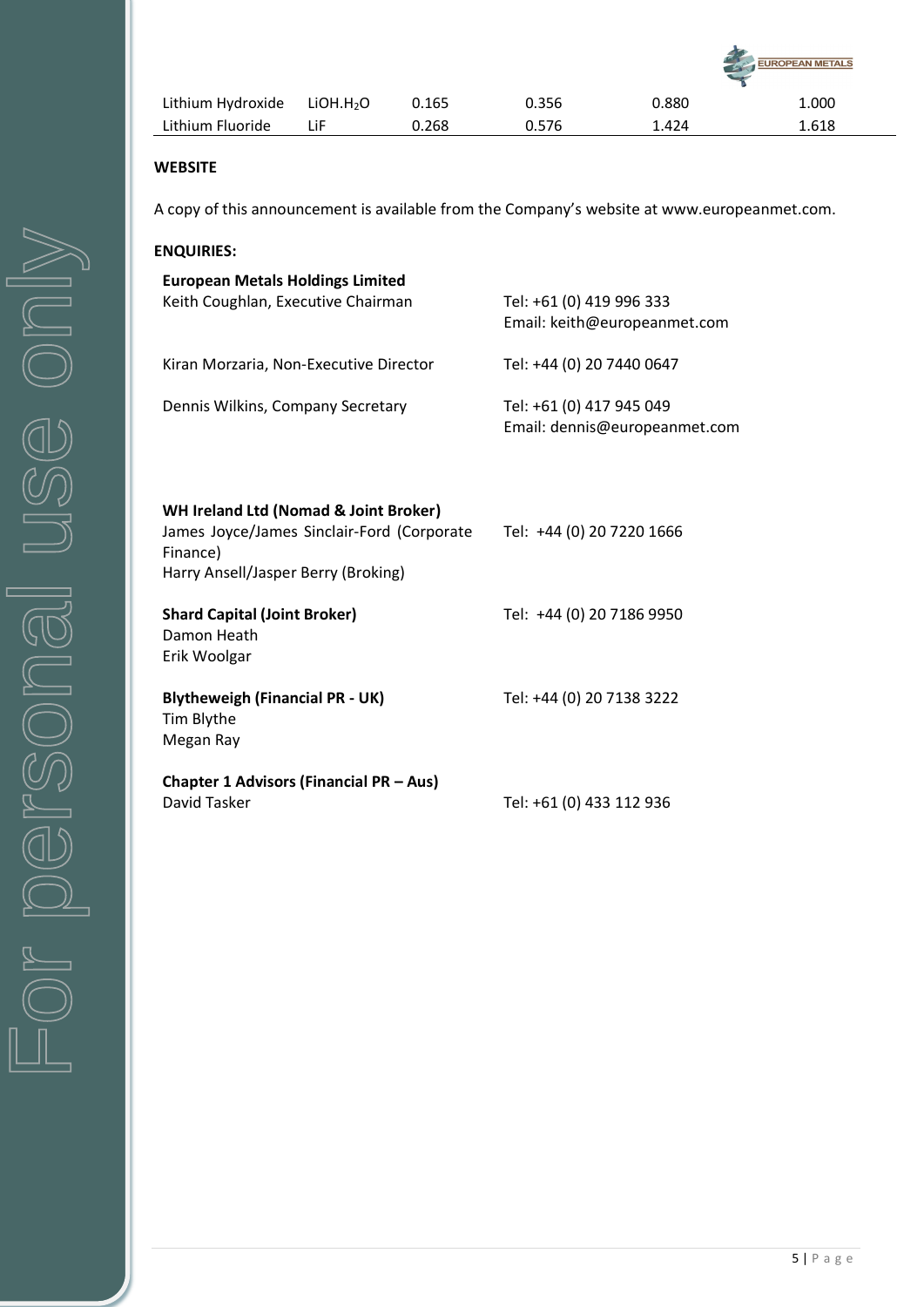| | | | | | |
|---|---|---|---|---|---|
| Lithium Hydroxide | $LiOH.H_2O$ | 0.165 | 0.356 | 0.880 | 1.000 |
| Lithium Fluoride | LiF | 0.268 | 0.576 | 1.424 | 1.618 |

**WEBSITE**

A copy of this announcement is available from the Company's website at www.europeanmet.com.

**ENQUIRIES:**

| | |
|---|---|
| **European Metals Holdings Limited** | |
| Keith Coughlan, Executive Chairman | Tel: +61 (0) 419 996 333<br>Email: keith@europeanmet.com |
| Kiran Morzaria, Non-Executive Director | Tel: +44 (0) 20 7440 0647 |
| Dennis Wilkins, Company Secretary | Tel: +61 (0) 417 945 049<br>Email: dennis@europeanmet.com |
| **WH Ireland Ltd (Nomad & Joint Broker)**<br>James Joyce/James Sinclair-Ford (Corporate Finance)<br>Harry Ansell/Jasper Berry (Broking) | Tel: +44 (0) 20 7220 1666 |
| **Shard Capital (Joint Broker)**<br>Damon Heath<br>Erik Woolgar | Tel: +44 (0) 20 7186 9950 |
| **Blytheweigh (Financial PR - UK)**<br>Tim Blythe<br>Megan Ray | Tel: +44 (0) 20 7138 3222 |
| **Chapter 1 Advisors (Financial PR – Aus)**<br>David Tasker | Tel: +61 (0) 433 112 936 |